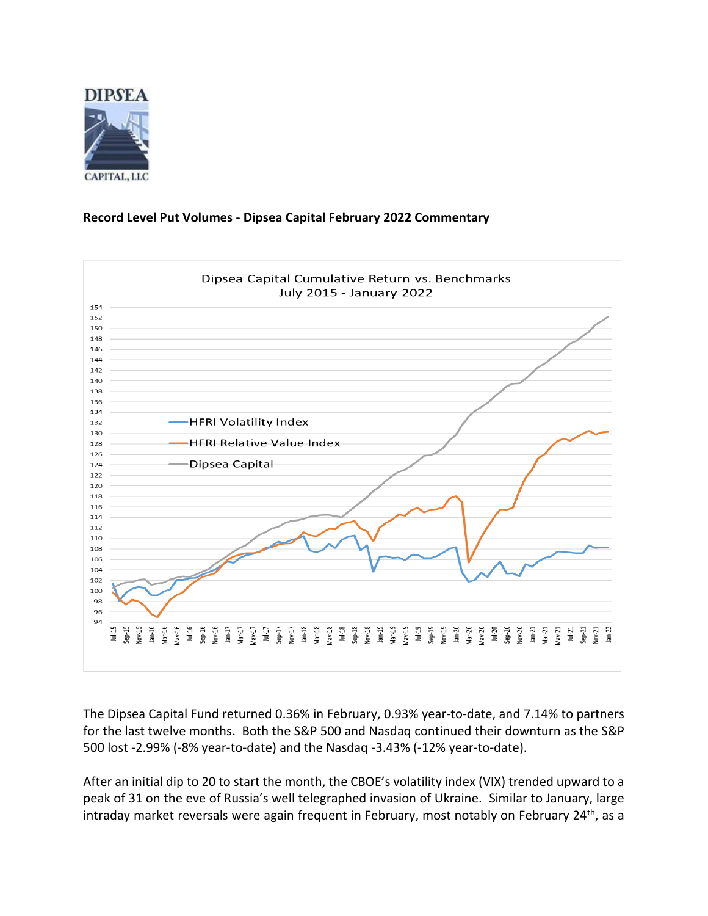**Record Level Put Volumes - Dipsea Capital February 2022 Commentary**

The Dipsea Capital Fund returned 0.36% in February, 0.93% year-to-date, and 7.14% to partners for the last twelve months. Both the S&P 500 and Nasdaq continued their downturn as the S&P 500 lost -2.99% (-8% year-to-date) and the Nasdaq -3.43% (-12% year-to-date).

After an initial dip to 20 to start the month, the CBOE's volatility index (VIX) trended upward to a peak of 31 on the eve of Russia's well telegraphed invasion of Ukraine. Similar to January, large intraday market reversals were again frequent in February, most notably on February 24th, as a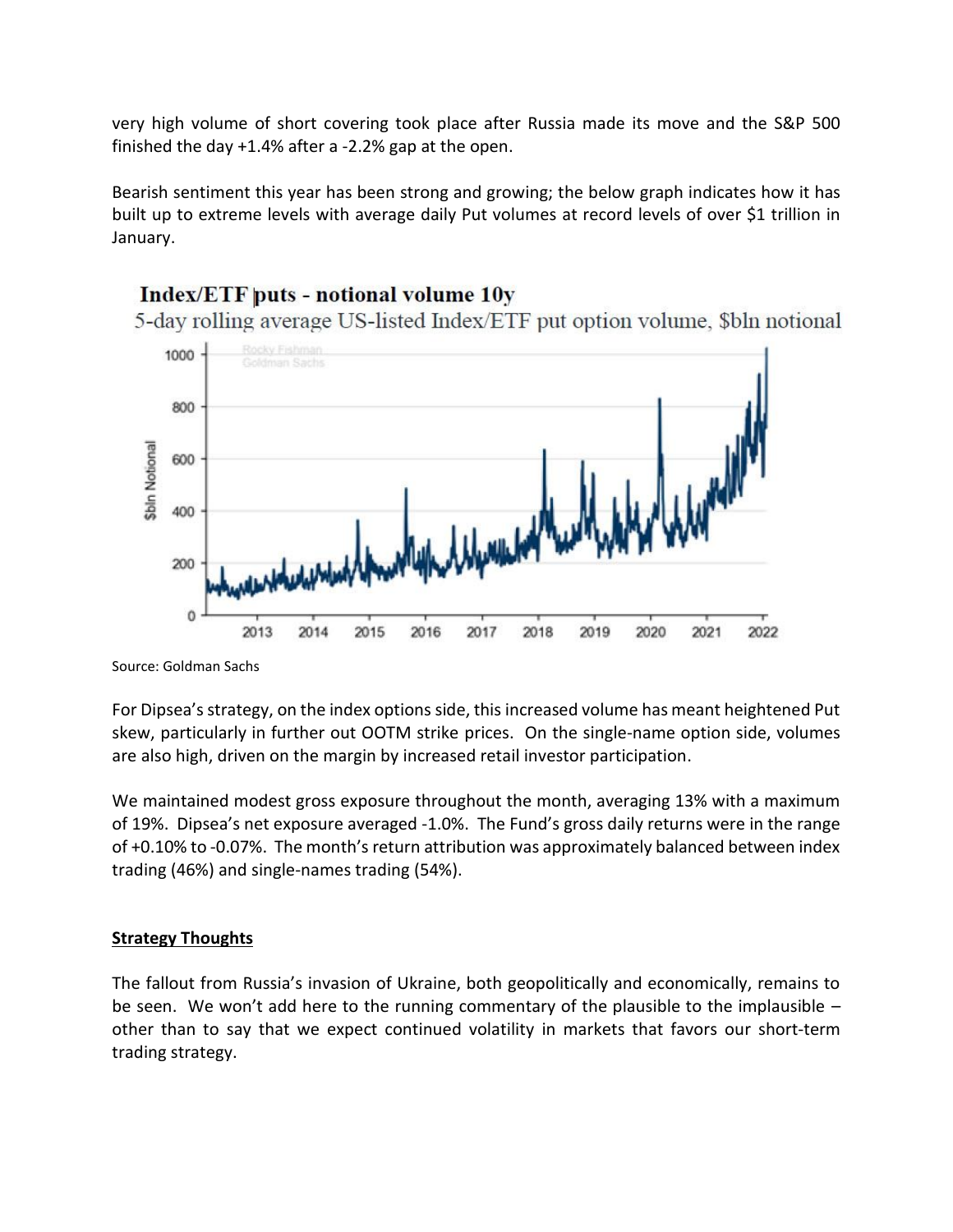very high volume of short covering took place after Russia made its move and the S&P 500 finished the day +1.4% after a -2.2% gap at the open.

Bearish sentiment this year has been strong and growing; the below graph indicates how it has built up to extreme levels with average daily Put volumes at record levels of over $1 trillion in January.

Source: Goldman Sachs

For Dipsea's strategy, on the index options side, this increased volume has meant heightened Put skew, particularly in further out OOTM strike prices. On the single-name option side, volumes are also high, driven on the margin by increased retail investor participation.

We maintained modest gross exposure throughout the month, averaging 13% with a maximum of 19%. Dipsea's net exposure averaged -1.0%. The Fund's gross daily returns were in the range of +0.10% to -0.07%. The month's return attribution was approximately balanced between index trading (46%) and single-names trading (54%).

## Strategy Thoughts

The fallout from Russia's invasion of Ukraine, both geopolitically and economically, remains to be seen. We won't add here to the running commentary of the plausible to the implausible – other than to say that we expect continued volatility in markets that favors our short-term trading strategy.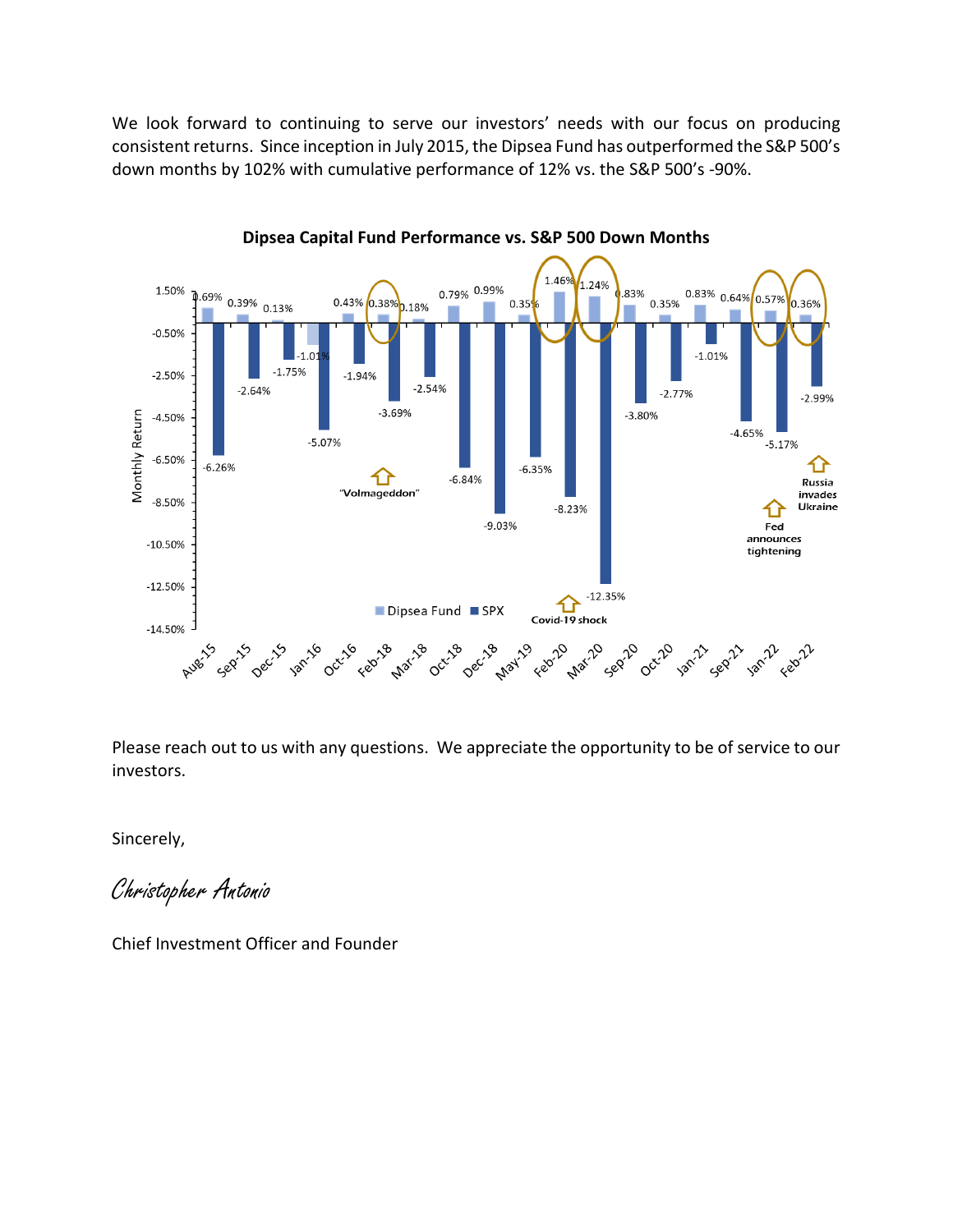We look forward to continuing to serve our investors' needs with our focus on producing consistent returns. Since inception in July 2015, the Dipsea Fund has outperformed the S&P 500's down months by 102% with cumulative performance of 12% vs. the S&P 500's -90%.

**Dipsea Capital Fund Performance vs. S&P 500 Down Months**

Monthly Return

1.50%
-0.50%
-2.50%
-4.50%
-6.50%
-8.50%
-10.50%
-12.50%
-14.50%

Aug-15 Sep-15 Dec-15 Jan-16 Oct-16 Feb-18 Mar-18 Oct-18 Dec-18 May-19 Feb-20 Mar-20 Sep-20 Oct-20 Jan-21 Sep-21 Jan-22 Feb-22

0.69% 0.39% 0.13% -1.01% 0.43% 0.38% 0.18% 0.79% 0.99% 0.35% 1.46% 1.24% 0.83% 0.35% 0.83% 0.64% 0.57% 0.36%

-6.26% -2.64% -1.75% -5.07% -1.94% -3.69% -2.54% -6.84% -9.03% -6.35% -8.23% -12.35% -3.80% -2.77% -1.01% -4.65% -5.17% -2.99%

"Volmageddon"

Covid-19 shock

Fed announces tightening

Russia invades Ukraine

Dipsea Fund SPX

Please reach out to us with any questions. We appreciate the opportunity to be of service to our investors.

Sincerely,

*Christopher Antonio*

Chief Investment Officer and Founder